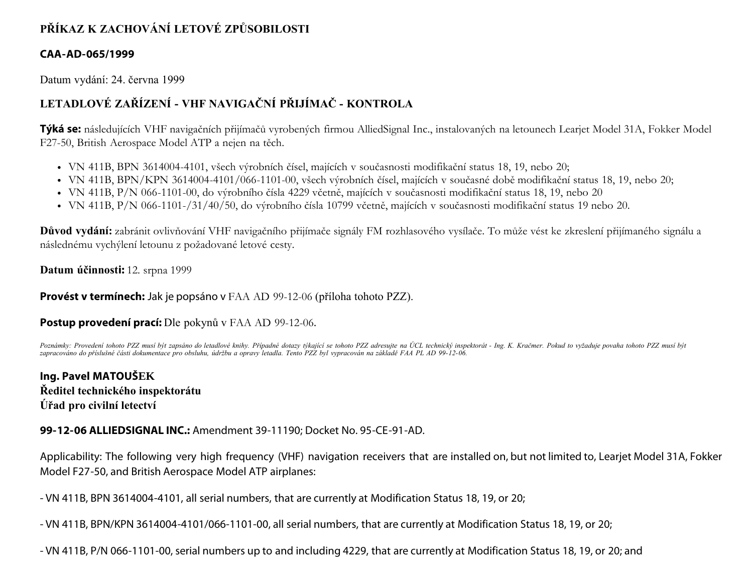# PŘÍKAZ K ZACHOVÁNÍ LETOVÉ ZPŮSOBILOSTI

## CAA-AD-065/1999

Datum vydání: 24. června 1999

## LETADLOVÉ ZAŘÍZENÍ - VHF NAVIGAČNÍ PŘIJÍMAČ - KONTROLA

**Týká se:** následujících VHF navigačních přijímačů vyrobených firmou AlliedSignal Inc., instalovaných na letounech Learjet Model 31A, Fokker Model F27-50, British Aerospace Model ATP a nejen na těch.

- VN 411B, BPN 3614004-4101, všech výrobních čísel, majících v současnosti modifikační status 18, 19, nebo 20;
- VN 411B, BPN/KPN 3614004-4101/066-1101-00, všech výrobních čísel, majících v současné době modifikační status 18, 19, nebo 20;
- VN 411B, P/N 066-1101-00, do výrobního čísla 4229 včetně, majících v současnosti modifikační status 18, 19, nebo 20
- VN 411B, P/N 066-1101-/31/40/50, do výrobního čísla 10799 včetně, majících v současnosti modifikační status 19 nebo 20.

**Důvod vydání:** zabránit ovlivňování VHF navigačního přijímače signály FM rozhlasového vysílače. To může vést ke zkreslení přijímaného signálu a následnému vychýlení letounu z požadované letové cesty.

**Datum účinnosti:** 12. srpna 1999

**Provést v termínech:** Jak je popsáno v FAA AD 99-12-06 (příloha tohoto PZZ).

**Postup provedení prací:** Dle pokynů v FAA AD 99-12-06.

*Poznámky: Provedení tohoto PZZ musí být zapsáno do letadlové knihy. Případné dotazy týkající se tohoto PZZ adresujte na ÚCL technický inspektorát - Ing. K. Kračmer. Pokud to vyžaduje povaha tohoto PZZ musí být zapracováno do příslušné části dokumentace pro obsluhu, údržbu a opravy letadla. Tento PZZ byl vypracován na základě FAA PL AD 99-12-06.*

**Ing. Pavel MATOUŠEK**
**Ředitel technického inspektorátu**
**Úřad pro civilní letectví**

**99-12-06 ALLIEDSIGNAL INC.:** Amendment 39-11190; Docket No. 95-CE-91-AD.

Applicability: The following very high frequency (VHF) navigation receivers that are installed on, but not limited to, Learjet Model 31A, Fokker Model F27-50, and British Aerospace Model ATP airplanes:

- VN 411B, BPN 3614004-4101, all serial numbers, that are currently at Modification Status 18, 19, or 20;

- VN 411B, BPN/KPN 3614004-4101/066-1101-00, all serial numbers, that are currently at Modification Status 18, 19, or 20;

- VN 411B, P/N 066-1101-00, serial numbers up to and including 4229, that are currently at Modification Status 18, 19, or 20; and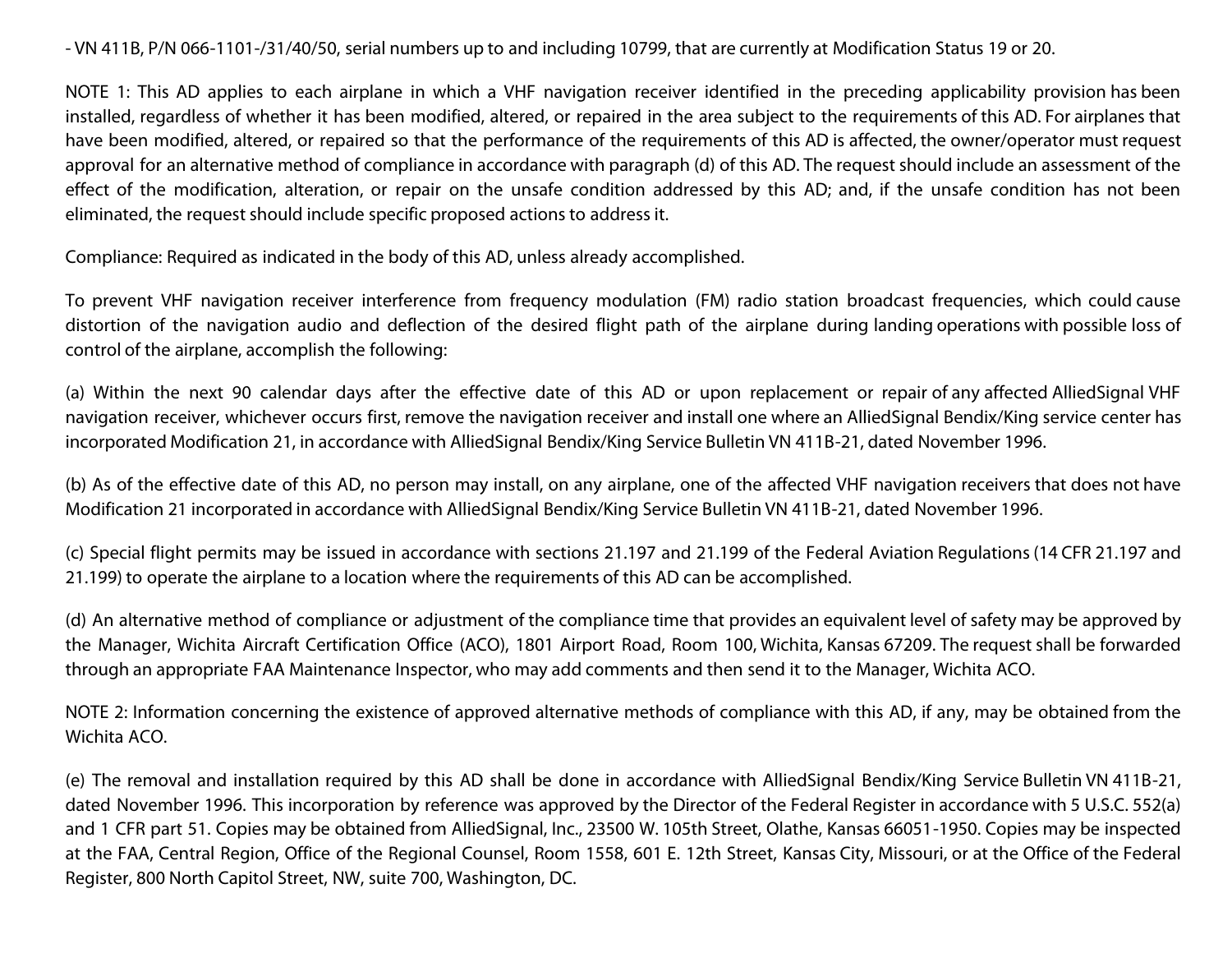- VN 411B, P/N 066-1101-/31/40/50, serial numbers up to and including 10799, that are currently at Modification Status 19 or 20.

NOTE 1: This AD applies to each airplane in which a VHF navigation receiver identified in the preceding applicability provision has been installed, regardless of whether it has been modified, altered, or repaired in the area subject to the requirements of this AD. For airplanes that have been modified, altered, or repaired so that the performance of the requirements of this AD is affected, the owner/operator must request approval for an alternative method of compliance in accordance with paragraph (d) of this AD. The request should include an assessment of the effect of the modification, alteration, or repair on the unsafe condition addressed by this AD; and, if the unsafe condition has not been eliminated, the request should include specific proposed actions to address it.

Compliance: Required as indicated in the body of this AD, unless already accomplished.

To prevent VHF navigation receiver interference from frequency modulation (FM) radio station broadcast frequencies, which could cause distortion of the navigation audio and deflection of the desired flight path of the airplane during landing operations with possible loss of control of the airplane, accomplish the following:

(a) Within the next 90 calendar days after the effective date of this AD or upon replacement or repair of any affected AlliedSignal VHF navigation receiver, whichever occurs first, remove the navigation receiver and install one where an AlliedSignal Bendix/King service center has incorporated Modification 21, in accordance with AlliedSignal Bendix/King Service Bulletin VN 411B-21, dated November 1996.

(b) As of the effective date of this AD, no person may install, on any airplane, one of the affected VHF navigation receivers that does not have Modification 21 incorporated in accordance with AlliedSignal Bendix/King Service Bulletin VN 411B-21, dated November 1996.

(c) Special flight permits may be issued in accordance with sections 21.197 and 21.199 of the Federal Aviation Regulations (14 CFR 21.197 and 21.199) to operate the airplane to a location where the requirements of this AD can be accomplished.

(d) An alternative method of compliance or adjustment of the compliance time that provides an equivalent level of safety may be approved by the Manager, Wichita Aircraft Certification Office (ACO), 1801 Airport Road, Room 100, Wichita, Kansas 67209. The request shall be forwarded through an appropriate FAA Maintenance Inspector, who may add comments and then send it to the Manager, Wichita ACO.

NOTE 2: Information concerning the existence of approved alternative methods of compliance with this AD, if any, may be obtained from the Wichita ACO.

(e) The removal and installation required by this AD shall be done in accordance with AlliedSignal Bendix/King Service Bulletin VN 411B-21, dated November 1996. This incorporation by reference was approved by the Director of the Federal Register in accordance with 5 U.S.C. 552(a) and 1 CFR part 51. Copies may be obtained from AlliedSignal, Inc., 23500 W. 105th Street, Olathe, Kansas 66051-1950. Copies may be inspected at the FAA, Central Region, Office of the Regional Counsel, Room 1558, 601 E. 12th Street, Kansas City, Missouri, or at the Office of the Federal Register, 800 North Capitol Street, NW, suite 700, Washington, DC.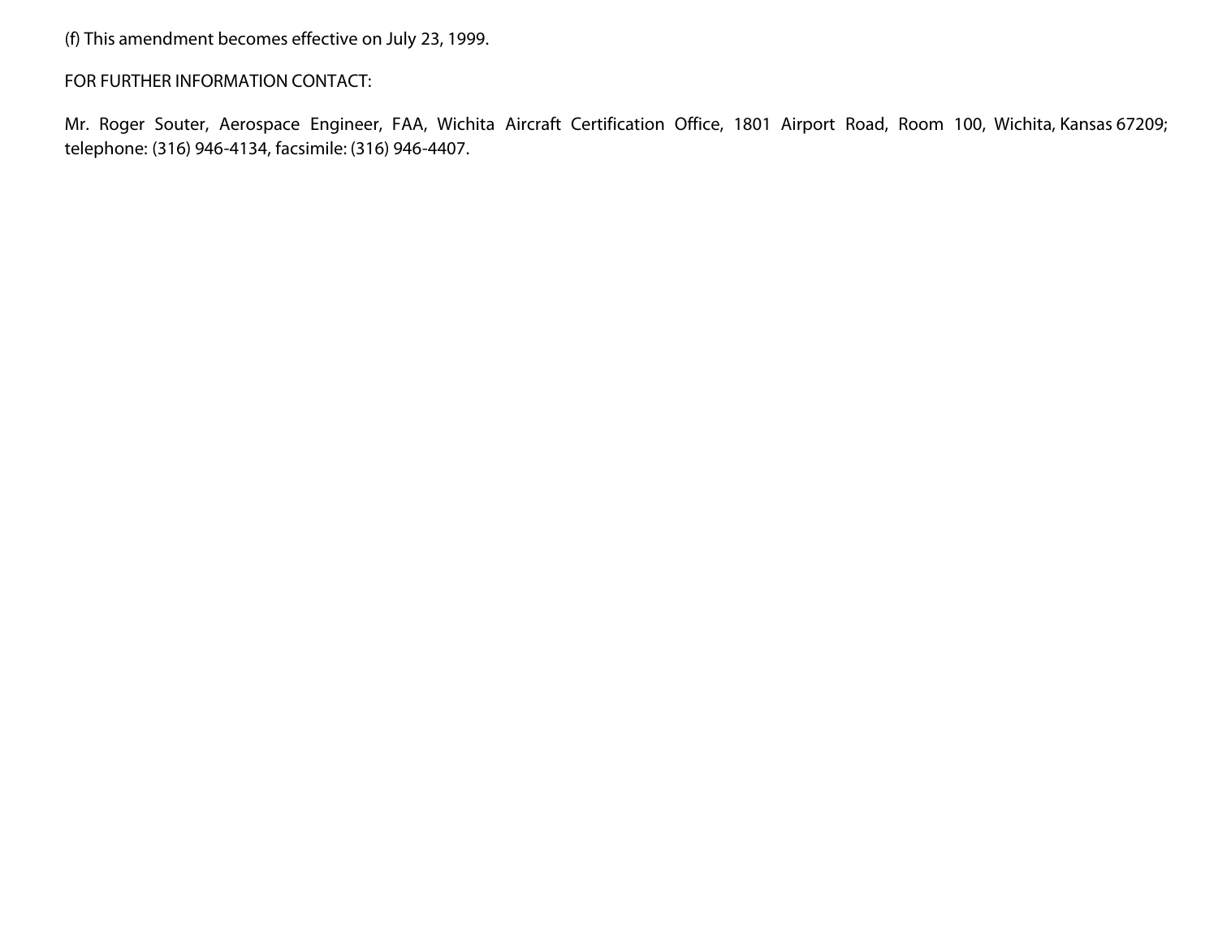(f) This amendment becomes effective on July 23, 1999.

FOR FURTHER INFORMATION CONTACT:

Mr. Roger Souter, Aerospace Engineer, FAA, Wichita Aircraft Certification Office, 1801 Airport Road, Room 100, Wichita, Kansas 67209; telephone: (316) 946-4134, facsimile: (316) 946-4407.